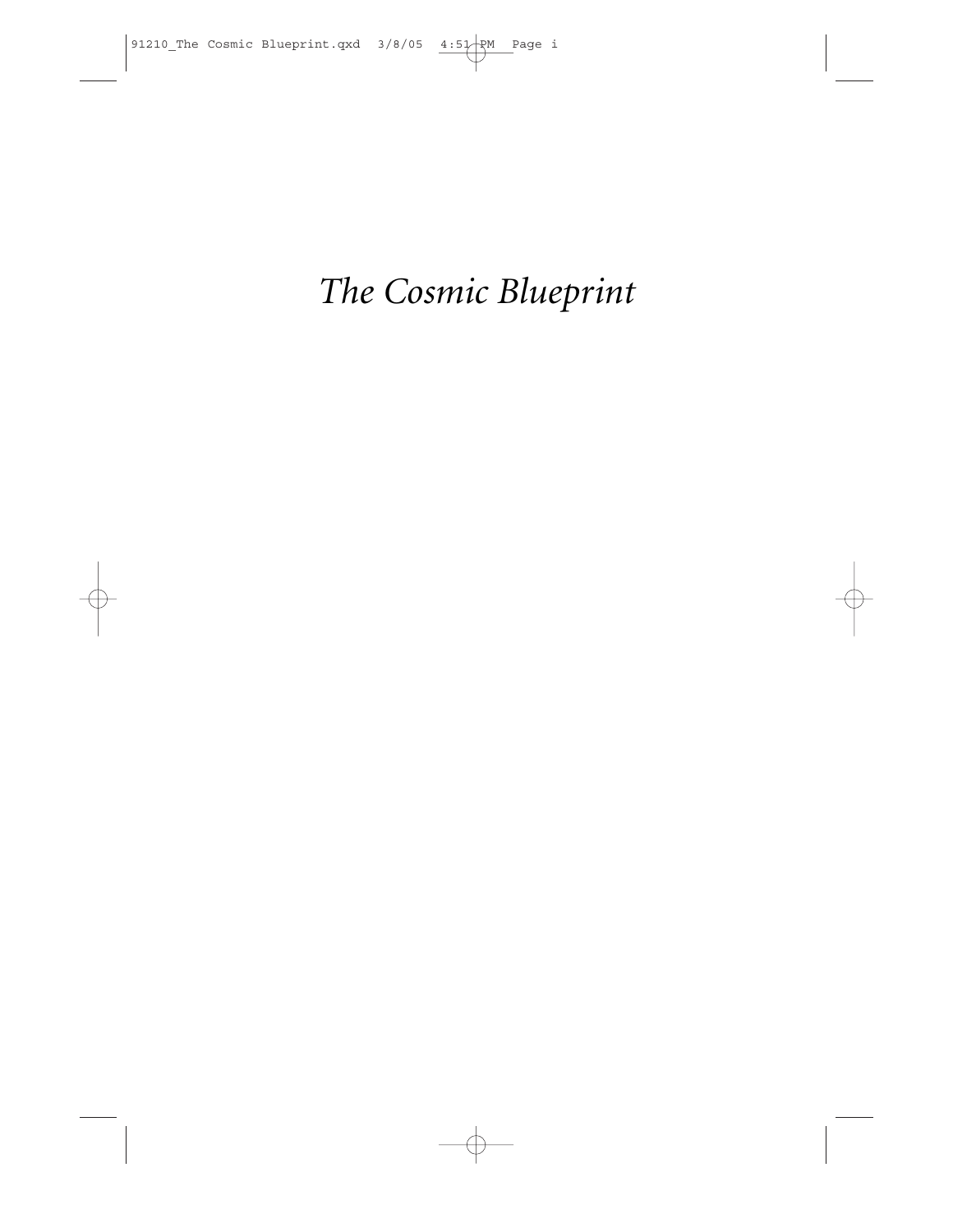*The Cosmic Blueprint*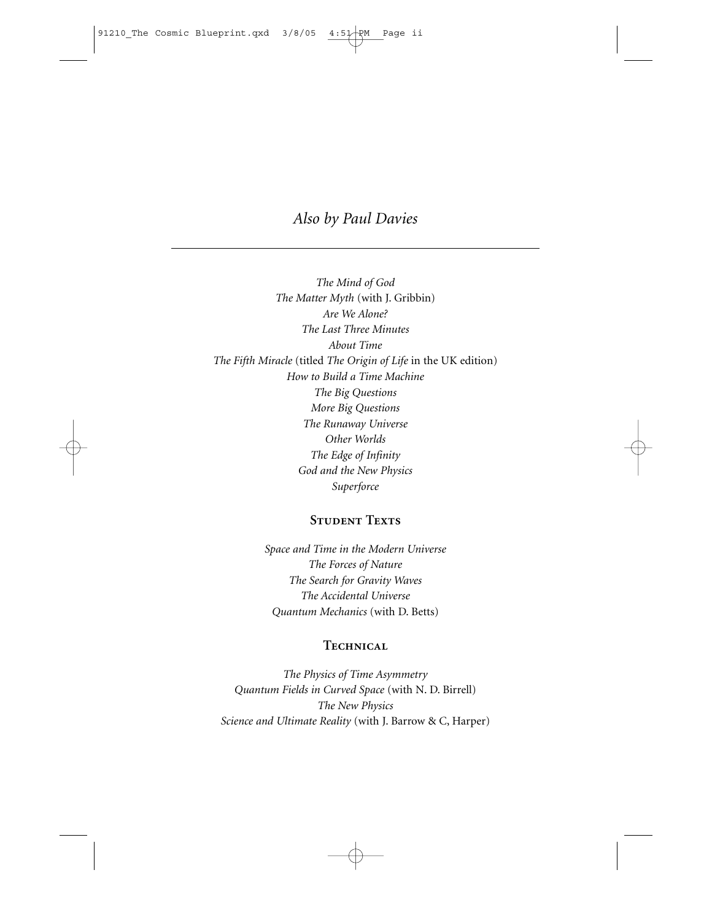# *Also by Paul Davies*

---

*The Mind of God*
*The Matter Myth* (with J. Gribbin)
*Are We Alone?*
*The Last Three Minutes*
*About Time*
*The Fifth Miracle* (titled *The Origin of Life* in the UK edition)
*How to Build a Time Machine*
*The Big Questions*
*More Big Questions*
*The Runaway Universe*
*Other Worlds*
*The Edge of Infinity*
*God and the New Physics*
*Superforce*

## Student Texts

*Space and Time in the Modern Universe*
*The Forces of Nature*
*The Search for Gravity Waves*
*The Accidental Universe*
*Quantum Mechanics* (with D. Betts)

## Technical

*The Physics of Time Asymmetry*
*Quantum Fields in Curved Space* (with N. D. Birrell)
*The New Physics*
*Science and Ultimate Reality* (with J. Barrow & C, Harper)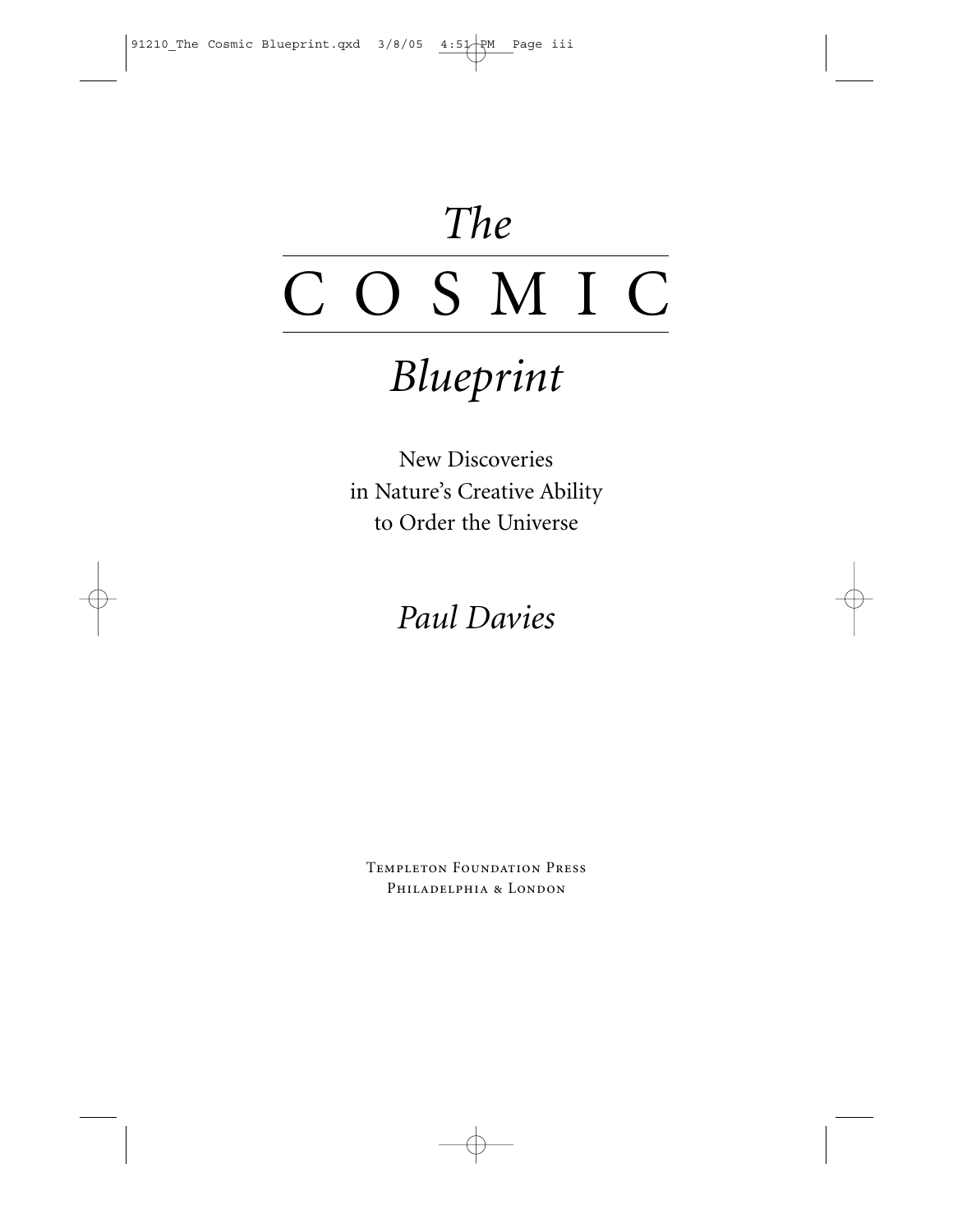# *The* COSMIC *Blueprint*

New Discoveries
in Nature's Creative Ability
to Order the Universe

*Paul Davies*

Templeton Foundation Press
Philadelphia & London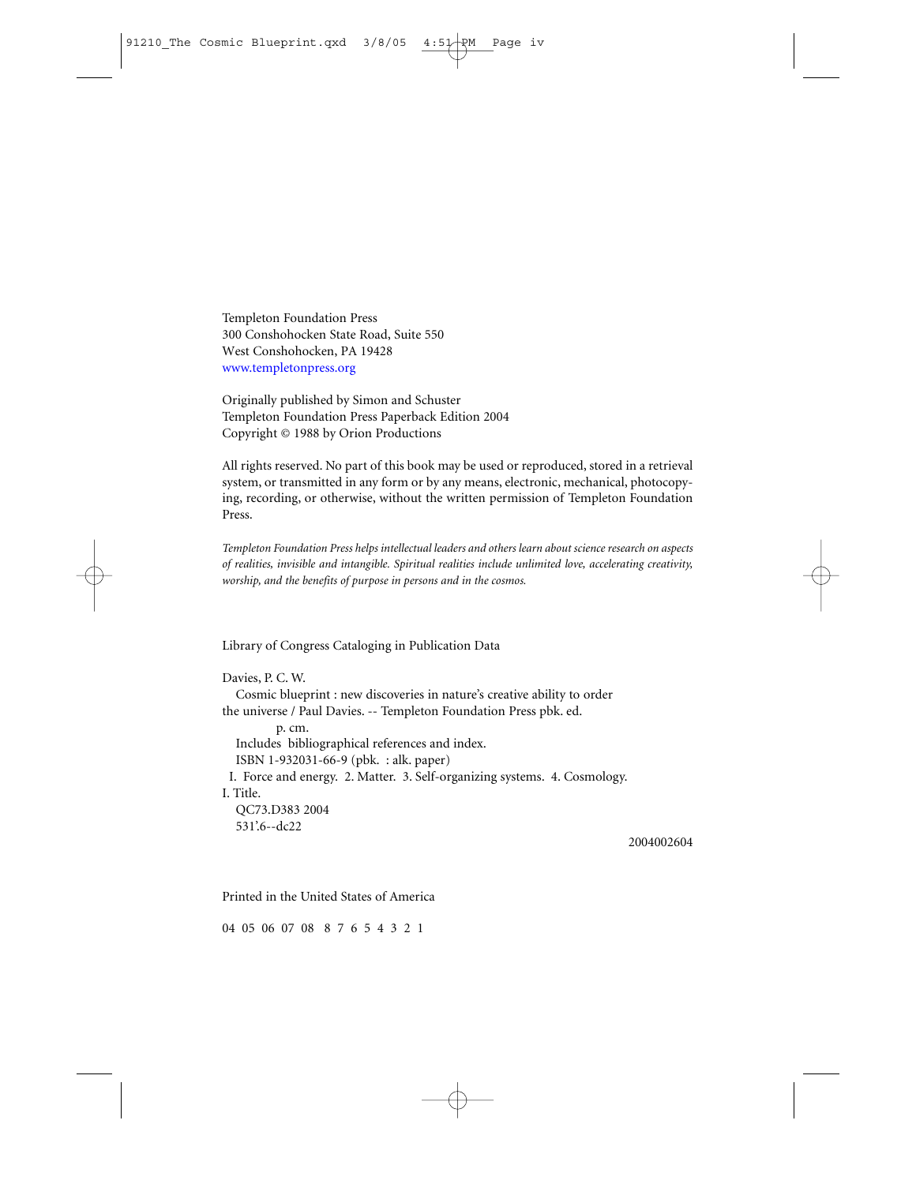Templeton Foundation Press
300 Conshohocken State Road, Suite 550
West Conshohocken, PA 19428
www.templetonpress.org

Originally published by Simon and Schuster
Templeton Foundation Press Paperback Edition 2004
Copyright © 1988 by Orion Productions

All rights reserved. No part of this book may be used or reproduced, stored in a retrieval system, or transmitted in any form or by any means, electronic, mechanical, photocopying, recording, or otherwise, without the written permission of Templeton Foundation Press.

*Templeton Foundation Press helps intellectual leaders and others learn about science research on aspects of realities, invisible and intangible. Spiritual realities include unlimited love, accelerating creativity, worship, and the benefits of purpose in persons and in the cosmos.*

Library of Congress Cataloging in Publication Data

Davies, P. C. W.
Cosmic blueprint : new discoveries in nature's creative ability to order the universe / Paul Davies. -- Templeton Foundation Press pbk. ed.
p. cm.
Includes bibliographical references and index.
ISBN 1-932031-66-9 (pbk. : alk. paper)
I. Force and energy. 2. Matter. 3. Self-organizing systems. 4. Cosmology.
I. Title.
QC73.D383 2004
531'.6--dc22

2004002604

Printed in the United States of America

04 05 06 07 08 8 7 6 5 4 3 2 1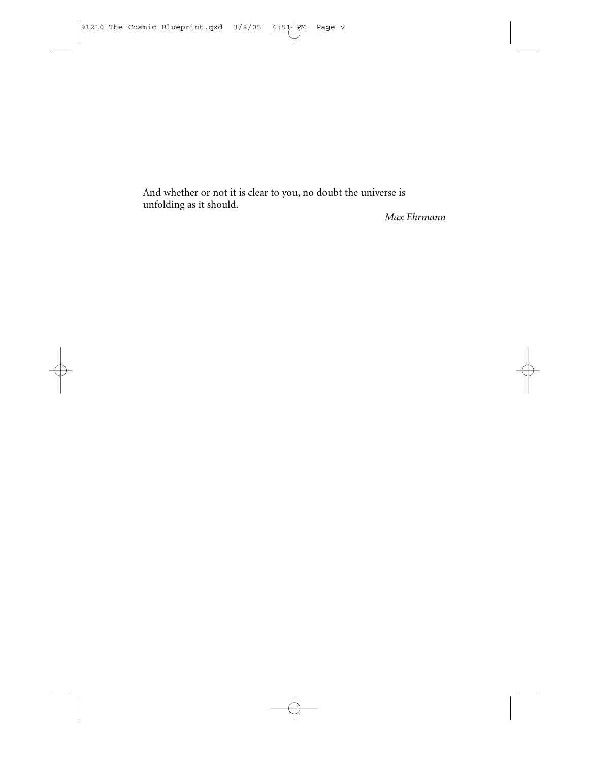And whether or not it is clear to you, no doubt the universe is unfolding as it should.

*Max Ehrmann*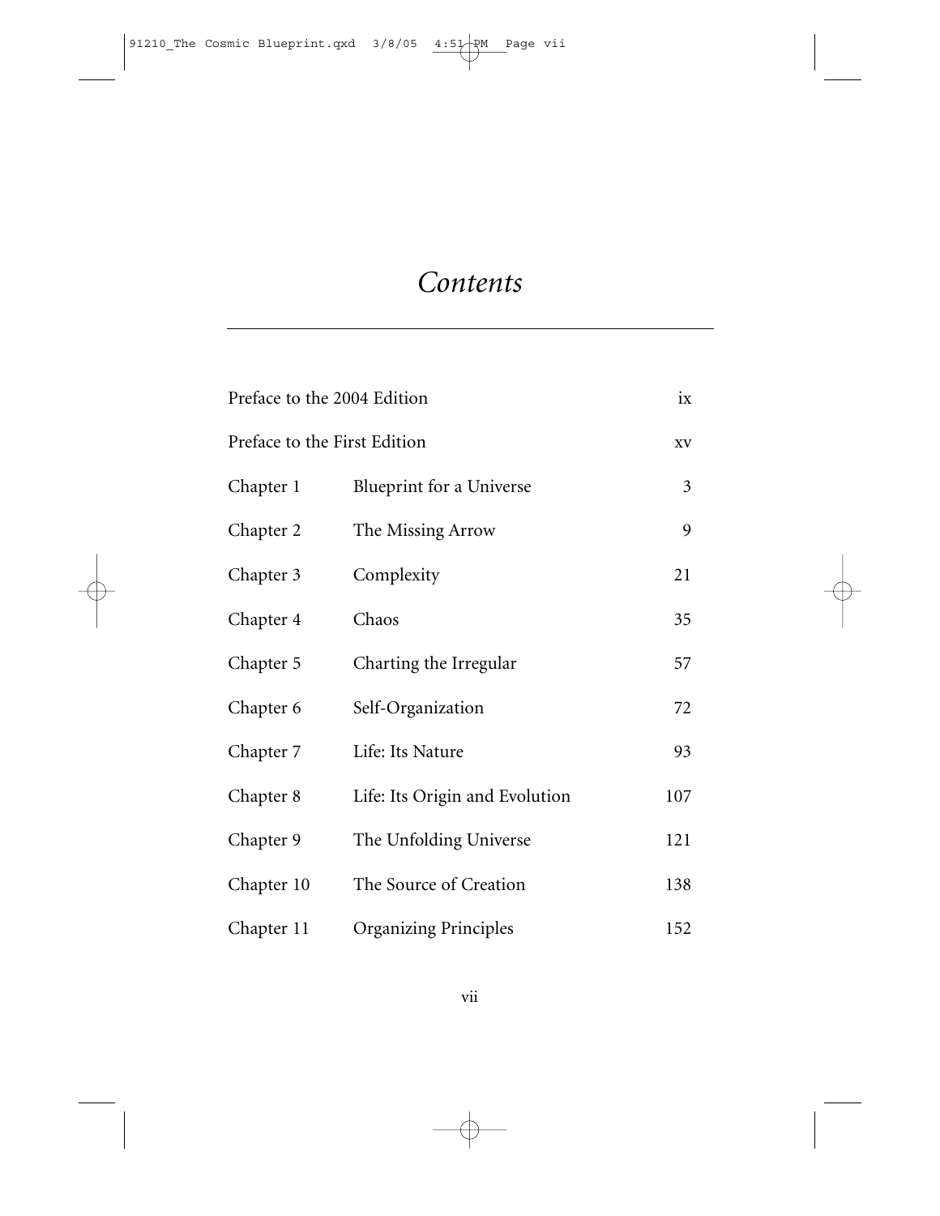# *Contents*

| | | |
|---|---|---|
| Preface to the 2004 Edition | | ix |
| Preface to the First Edition | | xv |
| Chapter 1 | Blueprint for a Universe | 3 |
| Chapter 2 | The Missing Arrow | 9 |
| Chapter 3 | Complexity | 21 |
| Chapter 4 | Chaos | 35 |
| Chapter 5 | Charting the Irregular | 57 |
| Chapter 6 | Self-Organization | 72 |
| Chapter 7 | Life: Its Nature | 93 |
| Chapter 8 | Life: Its Origin and Evolution | 107 |
| Chapter 9 | The Unfolding Universe | 121 |
| Chapter 10 | The Source of Creation | 138 |
| Chapter 11 | Organizing Principles | 152 |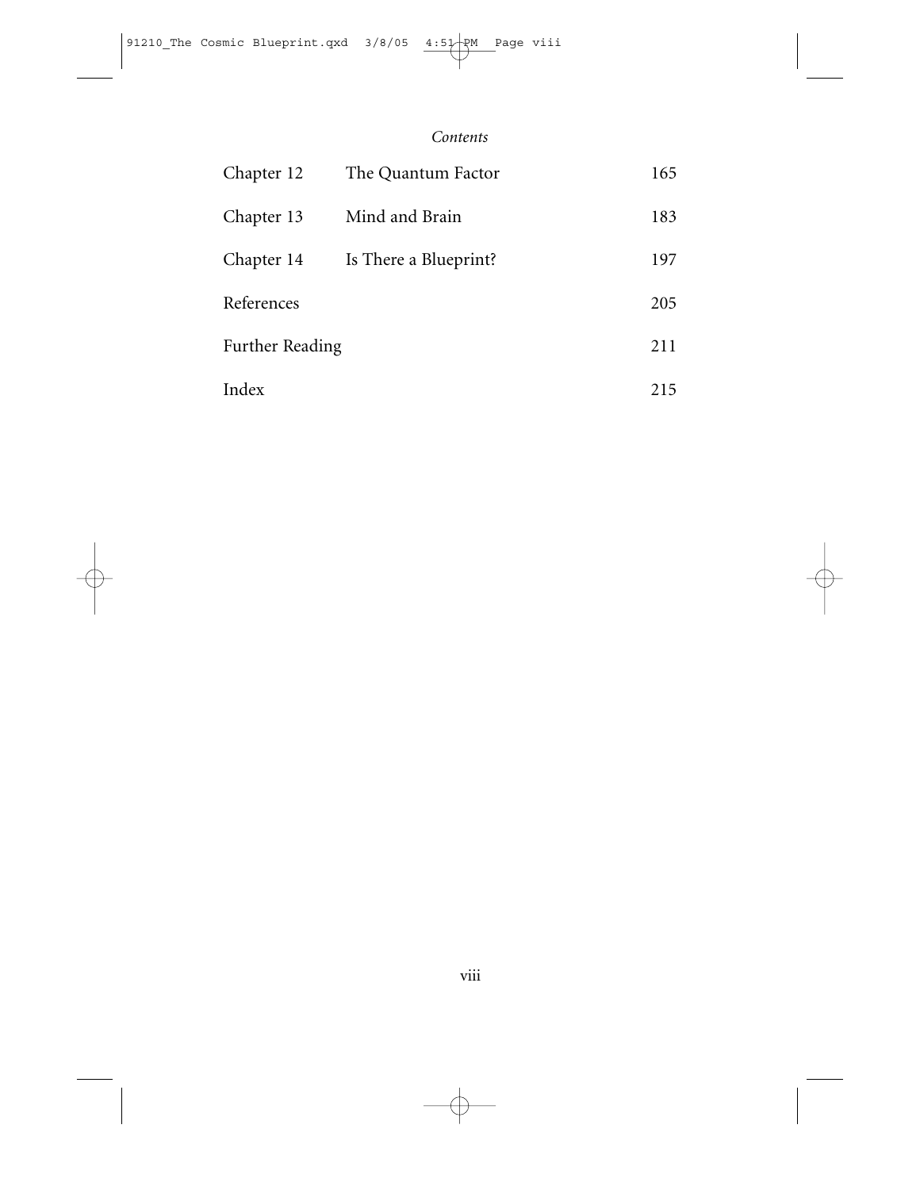*Contents*

| | | |
|---|---|---|
| Chapter 12 | The Quantum Factor | 165 |
| Chapter 13 | Mind and Brain | 183 |
| Chapter 14 | Is There a Blueprint? | 197 |
| References | | 205 |
| Further Reading | | 211 |
| Index | | 215 |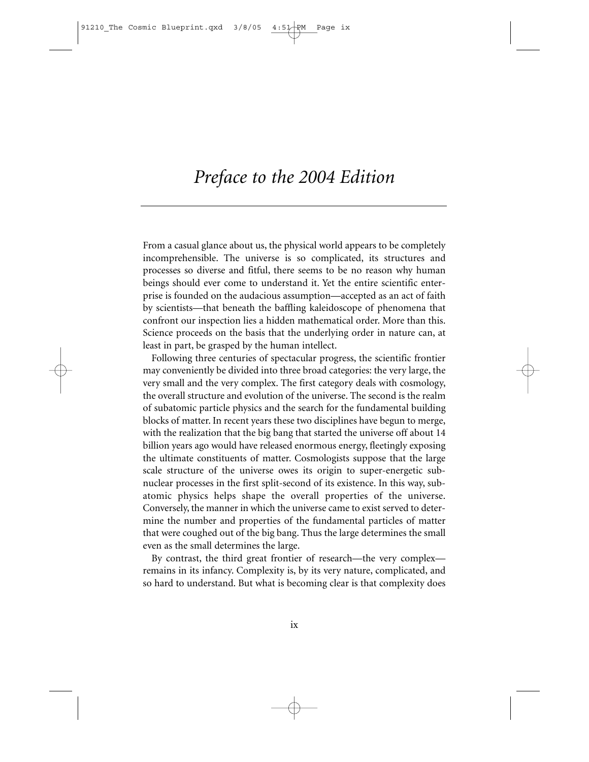# *Preface to the 2004 Edition*

From a casual glance about us, the physical world appears to be completely incomprehensible. The universe is so complicated, its structures and processes so diverse and fitful, there seems to be no reason why human beings should ever come to understand it. Yet the entire scientific enterprise is founded on the audacious assumption—accepted as an act of faith by scientists—that beneath the baffling kaleidoscope of phenomena that confront our inspection lies a hidden mathematical order. More than this. Science proceeds on the basis that the underlying order in nature can, at least in part, be grasped by the human intellect.

Following three centuries of spectacular progress, the scientific frontier may conveniently be divided into three broad categories: the very large, the very small and the very complex. The first category deals with cosmology, the overall structure and evolution of the universe. The second is the realm of subatomic particle physics and the search for the fundamental building blocks of matter. In recent years these two disciplines have begun to merge, with the realization that the big bang that started the universe off about 14 billion years ago would have released enormous energy, fleetingly exposing the ultimate constituents of matter. Cosmologists suppose that the large scale structure of the universe owes its origin to super-energetic subnuclear processes in the first split-second of its existence. In this way, subatomic physics helps shape the overall properties of the universe. Conversely, the manner in which the universe came to exist served to determine the number and properties of the fundamental particles of matter that were coughed out of the big bang. Thus the large determines the small even as the small determines the large.

By contrast, the third great frontier of research—the very complex—remains in its infancy. Complexity is, by its very nature, complicated, and so hard to understand. But what is becoming clear is that complexity does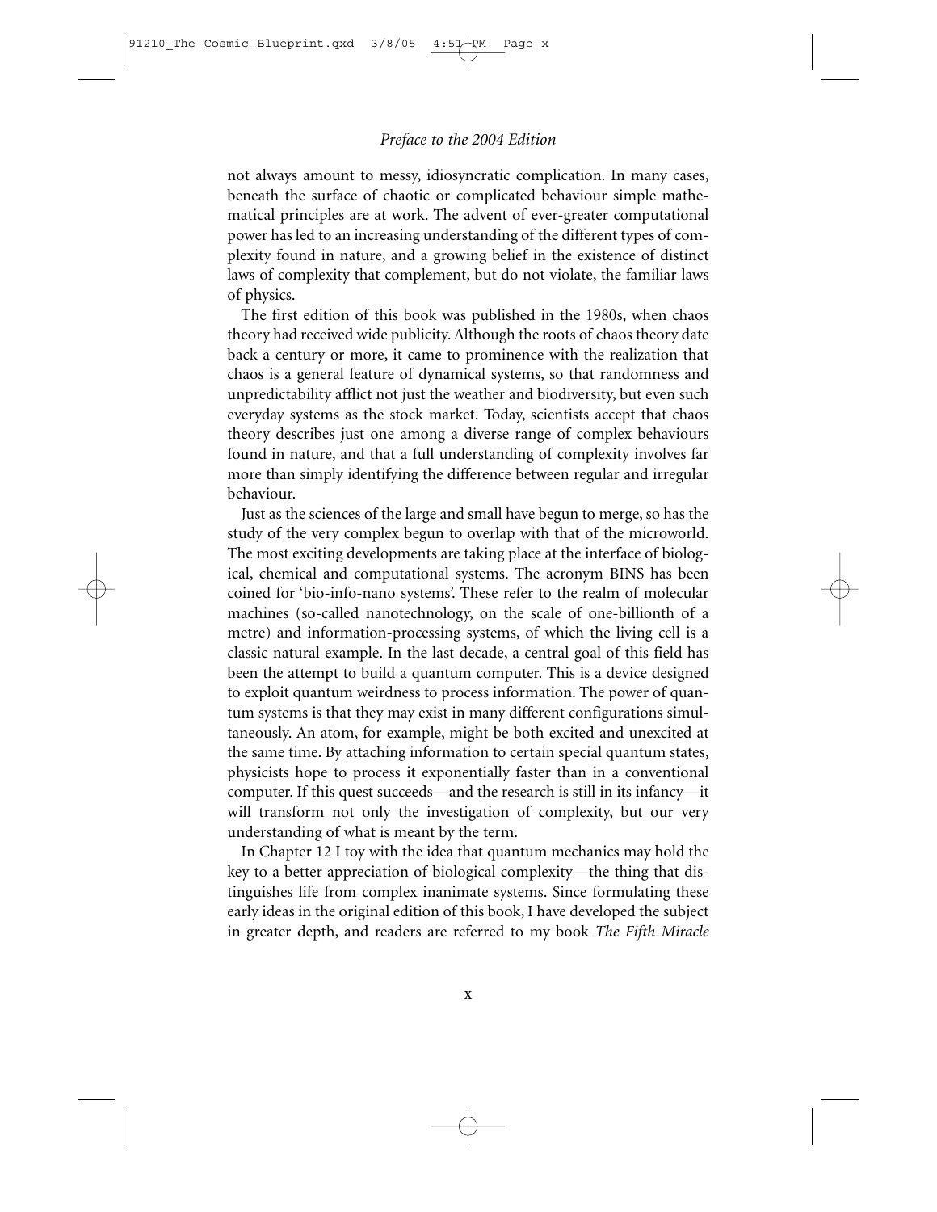not always amount to messy, idiosyncratic complication. In many cases, beneath the surface of chaotic or complicated behaviour simple mathematical principles are at work. The advent of ever-greater computational power has led to an increasing understanding of the different types of complexity found in nature, and a growing belief in the existence of distinct laws of complexity that complement, but do not violate, the familiar laws of physics.

The first edition of this book was published in the 1980s, when chaos theory had received wide publicity. Although the roots of chaos theory date back a century or more, it came to prominence with the realization that chaos is a general feature of dynamical systems, so that randomness and unpredictability afflict not just the weather and biodiversity, but even such everyday systems as the stock market. Today, scientists accept that chaos theory describes just one among a diverse range of complex behaviours found in nature, and that a full understanding of complexity involves far more than simply identifying the difference between regular and irregular behaviour.

Just as the sciences of the large and small have begun to merge, so has the study of the very complex begun to overlap with that of the microworld. The most exciting developments are taking place at the interface of biological, chemical and computational systems. The acronym BINS has been coined for 'bio-info-nano systems'. These refer to the realm of molecular machines (so-called nanotechnology, on the scale of one-billionth of a metre) and information-processing systems, of which the living cell is a classic natural example. In the last decade, a central goal of this field has been the attempt to build a quantum computer. This is a device designed to exploit quantum weirdness to process information. The power of quantum systems is that they may exist in many different configurations simultaneously. An atom, for example, might be both excited and unexcited at the same time. By attaching information to certain special quantum states, physicists hope to process it exponentially faster than in a conventional computer. If this quest succeeds—and the research is still in its infancy—it will transform not only the investigation of complexity, but our very understanding of what is meant by the term.

In Chapter 12 I toy with the idea that quantum mechanics may hold the key to a better appreciation of biological complexity—the thing that distinguishes life from complex inanimate systems. Since formulating these early ideas in the original edition of this book, I have developed the subject in greater depth, and readers are referred to my book *The Fifth Miracle*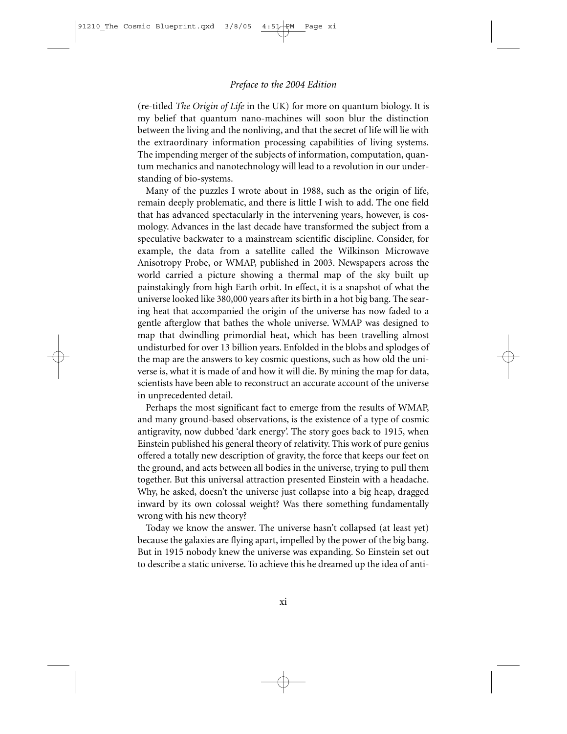(re-titled *The Origin of Life* in the UK) for more on quantum biology. It is my belief that quantum nano-machines will soon blur the distinction between the living and the nonliving, and that the secret of life will lie with the extraordinary information processing capabilities of living systems. The impending merger of the subjects of information, computation, quantum mechanics and nanotechnology will lead to a revolution in our understanding of bio-systems.

Many of the puzzles I wrote about in 1988, such as the origin of life, remain deeply problematic, and there is little I wish to add. The one field that has advanced spectacularly in the intervening years, however, is cosmology. Advances in the last decade have transformed the subject from a speculative backwater to a mainstream scientific discipline. Consider, for example, the data from a satellite called the Wilkinson Microwave Anisotropy Probe, or WMAP, published in 2003. Newspapers across the world carried a picture showing a thermal map of the sky built up painstakingly from high Earth orbit. In effect, it is a snapshot of what the universe looked like 380,000 years after its birth in a hot big bang. The searing heat that accompanied the origin of the universe has now faded to a gentle afterglow that bathes the whole universe. WMAP was designed to map that dwindling primordial heat, which has been travelling almost undisturbed for over 13 billion years. Enfolded in the blobs and splodges of the map are the answers to key cosmic questions, such as how old the universe is, what it is made of and how it will die. By mining the map for data, scientists have been able to reconstruct an accurate account of the universe in unprecedented detail.

Perhaps the most significant fact to emerge from the results of WMAP, and many ground-based observations, is the existence of a type of cosmic antigravity, now dubbed 'dark energy'. The story goes back to 1915, when Einstein published his general theory of relativity. This work of pure genius offered a totally new description of gravity, the force that keeps our feet on the ground, and acts between all bodies in the universe, trying to pull them together. But this universal attraction presented Einstein with a headache. Why, he asked, doesn't the universe just collapse into a big heap, dragged inward by its own colossal weight? Was there something fundamentally wrong with his new theory?

Today we know the answer. The universe hasn't collapsed (at least yet) because the galaxies are flying apart, impelled by the power of the big bang. But in 1915 nobody knew the universe was expanding. So Einstein set out to describe a static universe. To achieve this he dreamed up the idea of anti-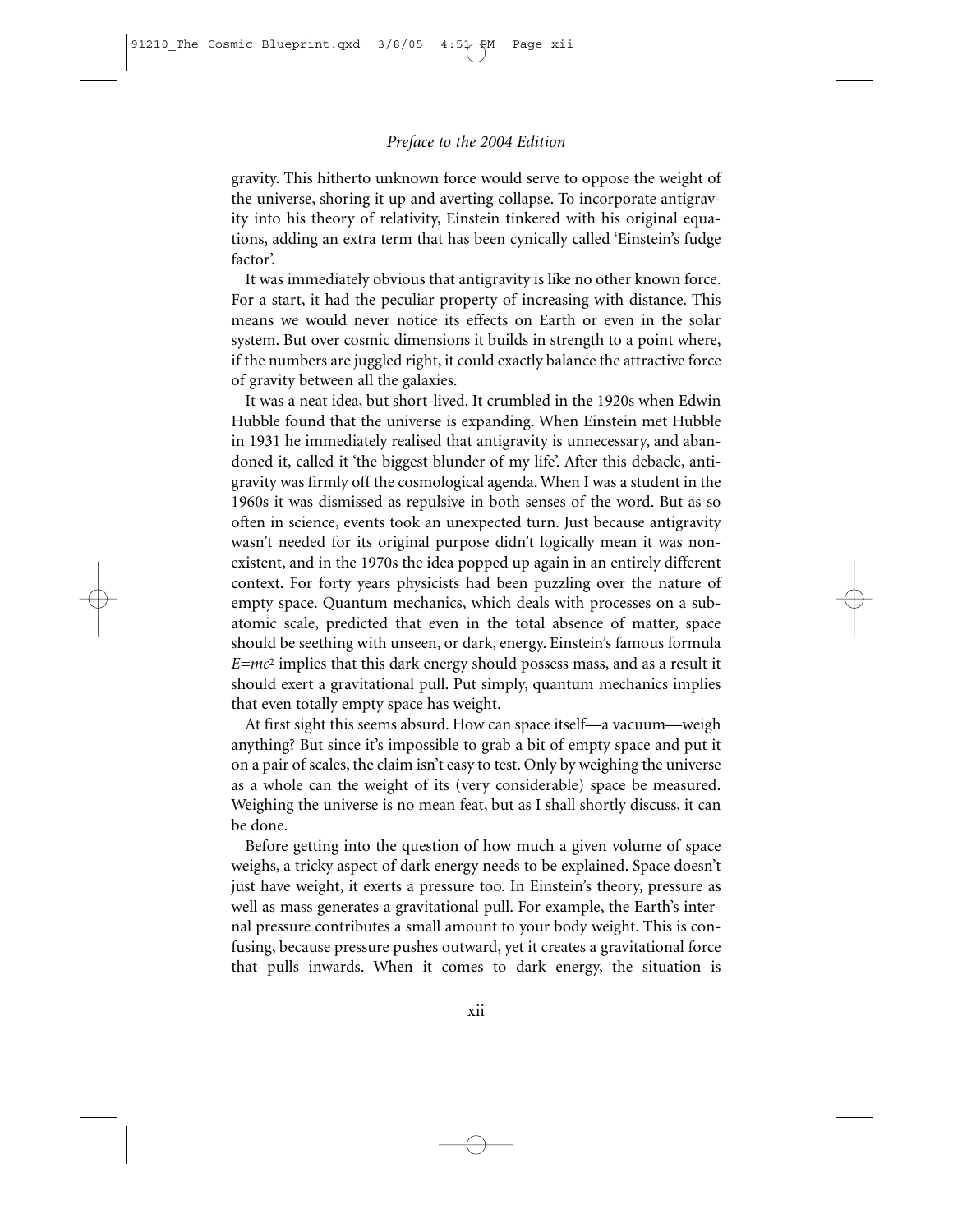gravity. This hitherto unknown force would serve to oppose the weight of the universe, shoring it up and averting collapse. To incorporate antigravity into his theory of relativity, Einstein tinkered with his original equations, adding an extra term that has been cynically called 'Einstein's fudge factor'.

It was immediately obvious that antigravity is like no other known force. For a start, it had the peculiar property of increasing with distance. This means we would never notice its effects on Earth or even in the solar system. But over cosmic dimensions it builds in strength to a point where, if the numbers are juggled right, it could exactly balance the attractive force of gravity between all the galaxies.

It was a neat idea, but short-lived. It crumbled in the 1920s when Edwin Hubble found that the universe is expanding. When Einstein met Hubble in 1931 he immediately realised that antigravity is unnecessary, and abandoned it, called it 'the biggest blunder of my life'. After this debacle, antigravity was firmly off the cosmological agenda. When I was a student in the 1960s it was dismissed as repulsive in both senses of the word. But as so often in science, events took an unexpected turn. Just because antigravity wasn't needed for its original purpose didn't logically mean it was nonexistent, and in the 1970s the idea popped up again in an entirely different context. For forty years physicists had been puzzling over the nature of empty space. Quantum mechanics, which deals with processes on a subatomic scale, predicted that even in the total absence of matter, space should be seething with unseen, or dark, energy. Einstein's famous formula $E=mc^2$ implies that this dark energy should possess mass, and as a result it should exert a gravitational pull. Put simply, quantum mechanics implies that even totally empty space has weight.

At first sight this seems absurd. How can space itself—a vacuum—weigh anything? But since it's impossible to grab a bit of empty space and put it on a pair of scales, the claim isn't easy to test. Only by weighing the universe as a whole can the weight of its (very considerable) space be measured. Weighing the universe is no mean feat, but as I shall shortly discuss, it can be done.

Before getting into the question of how much a given volume of space weighs, a tricky aspect of dark energy needs to be explained. Space doesn't just have weight, it exerts a pressure too. In Einstein's theory, pressure as well as mass generates a gravitational pull. For example, the Earth's internal pressure contributes a small amount to your body weight. This is confusing, because pressure pushes outward, yet it creates a gravitational force that pulls inwards. When it comes to dark energy, the situation is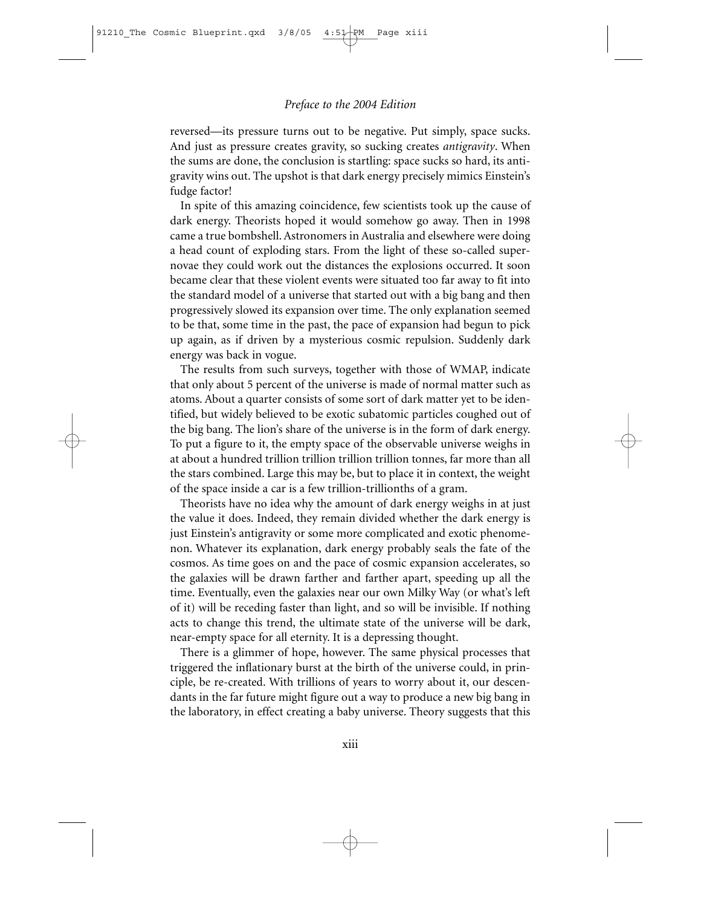reversed—its pressure turns out to be negative. Put simply, space sucks. And just as pressure creates gravity, so sucking creates *antigravity*. When the sums are done, the conclusion is startling: space sucks so hard, its antigravity wins out. The upshot is that dark energy precisely mimics Einstein's fudge factor!

In spite of this amazing coincidence, few scientists took up the cause of dark energy. Theorists hoped it would somehow go away. Then in 1998 came a true bombshell. Astronomers in Australia and elsewhere were doing a head count of exploding stars. From the light of these so-called supernovae they could work out the distances the explosions occurred. It soon became clear that these violent events were situated too far away to fit into the standard model of a universe that started out with a big bang and then progressively slowed its expansion over time. The only explanation seemed to be that, some time in the past, the pace of expansion had begun to pick up again, as if driven by a mysterious cosmic repulsion. Suddenly dark energy was back in vogue.

The results from such surveys, together with those of WMAP, indicate that only about 5 percent of the universe is made of normal matter such as atoms. About a quarter consists of some sort of dark matter yet to be identified, but widely believed to be exotic subatomic particles coughed out of the big bang. The lion's share of the universe is in the form of dark energy. To put a figure to it, the empty space of the observable universe weighs in at about a hundred trillion trillion trillion trillion tonnes, far more than all the stars combined. Large this may be, but to place it in context, the weight of the space inside a car is a few trillion-trillionths of a gram.

Theorists have no idea why the amount of dark energy weighs in at just the value it does. Indeed, they remain divided whether the dark energy is just Einstein's antigravity or some more complicated and exotic phenomenon. Whatever its explanation, dark energy probably seals the fate of the cosmos. As time goes on and the pace of cosmic expansion accelerates, so the galaxies will be drawn farther and farther apart, speeding up all the time. Eventually, even the galaxies near our own Milky Way (or what's left of it) will be receding faster than light, and so will be invisible. If nothing acts to change this trend, the ultimate state of the universe will be dark, near-empty space for all eternity. It is a depressing thought.

There is a glimmer of hope, however. The same physical processes that triggered the inflationary burst at the birth of the universe could, in principle, be re-created. With trillions of years to worry about it, our descendants in the far future might figure out a way to produce a new big bang in the laboratory, in effect creating a baby universe. Theory suggests that this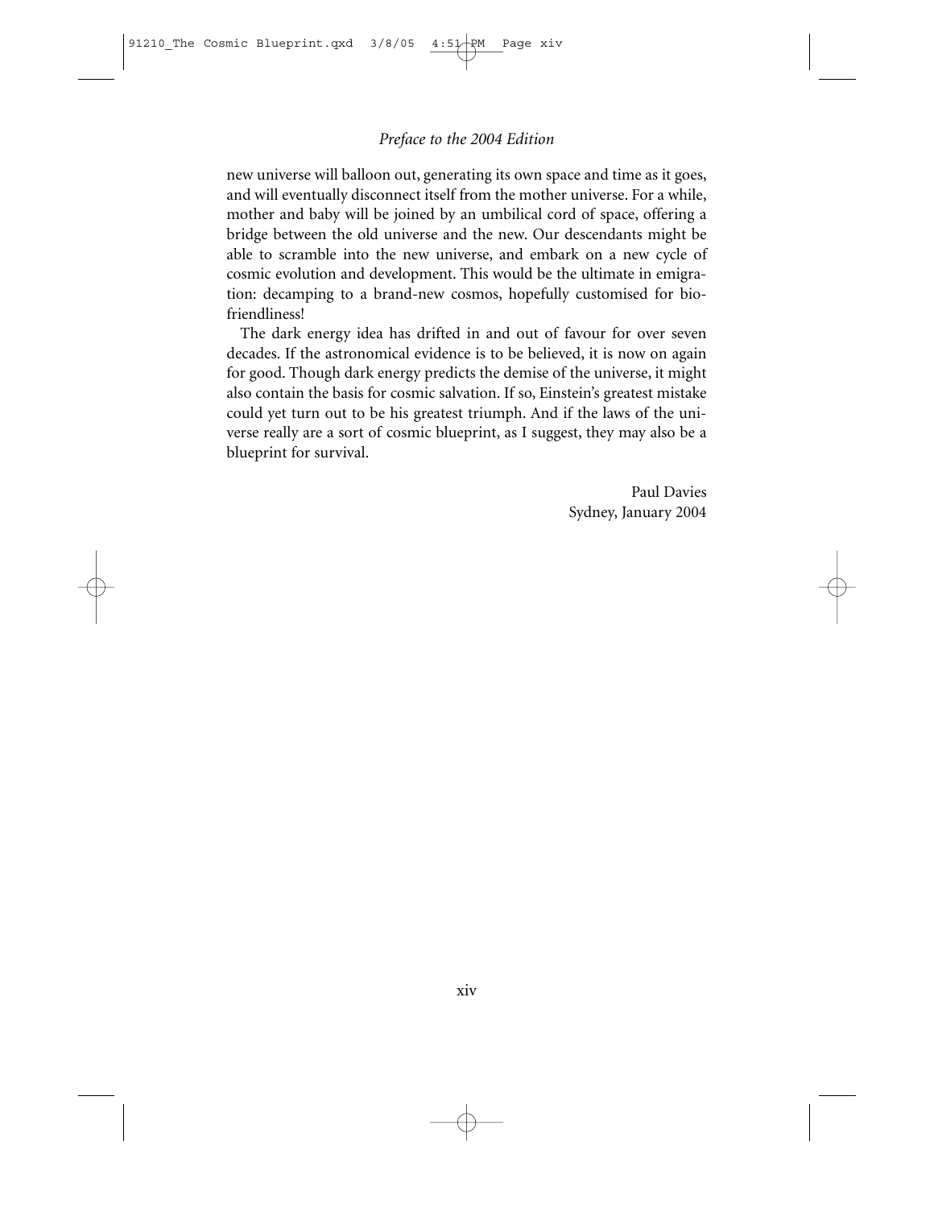new universe will balloon out, generating its own space and time as it goes, and will eventually disconnect itself from the mother universe. For a while, mother and baby will be joined by an umbilical cord of space, offering a bridge between the old universe and the new. Our descendants might be able to scramble into the new universe, and embark on a new cycle of cosmic evolution and development. This would be the ultimate in emigration: decamping to a brand-new cosmos, hopefully customised for biofriendliness!

The dark energy idea has drifted in and out of favour for over seven decades. If the astronomical evidence is to be believed, it is now on again for good. Though dark energy predicts the demise of the universe, it might also contain the basis for cosmic salvation. If so, Einstein's greatest mistake could yet turn out to be his greatest triumph. And if the laws of the universe really are a sort of cosmic blueprint, as I suggest, they may also be a blueprint for survival.

Paul Davies
Sydney, January 2004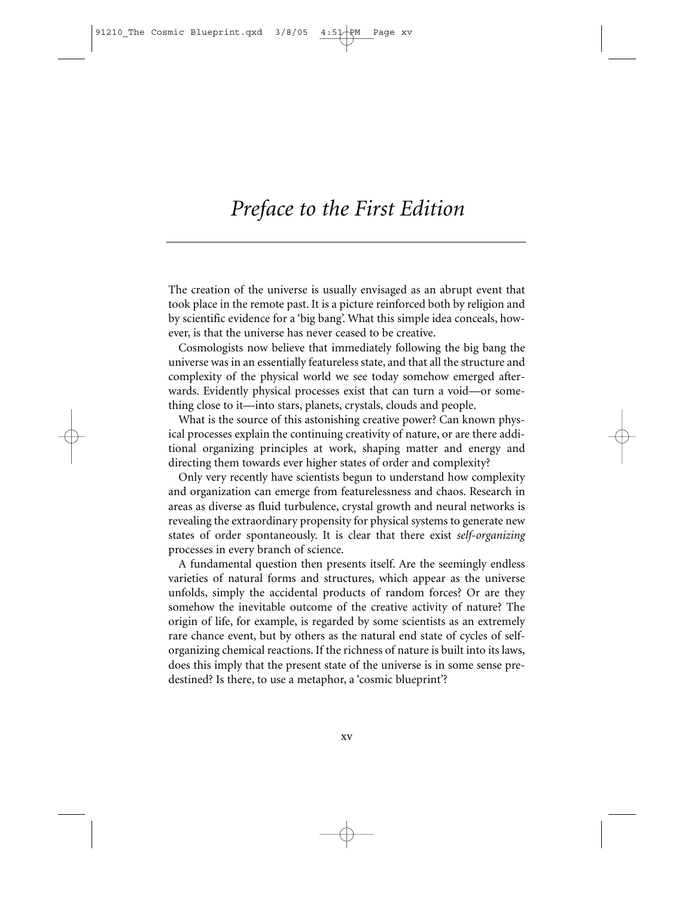# *Preface to the First Edition*

The creation of the universe is usually envisaged as an abrupt event that took place in the remote past. It is a picture reinforced both by religion and by scientific evidence for a 'big bang'. What this simple idea conceals, however, is that the universe has never ceased to be creative.

Cosmologists now believe that immediately following the big bang the universe was in an essentially featureless state, and that all the structure and complexity of the physical world we see today somehow emerged afterwards. Evidently physical processes exist that can turn a void—or something close to it—into stars, planets, crystals, clouds and people.

What is the source of this astonishing creative power? Can known physical processes explain the continuing creativity of nature, or are there additional organizing principles at work, shaping matter and energy and directing them towards ever higher states of order and complexity?

Only very recently have scientists begun to understand how complexity and organization can emerge from featurelessness and chaos. Research in areas as diverse as fluid turbulence, crystal growth and neural networks is revealing the extraordinary propensity for physical systems to generate new states of order spontaneously. It is clear that there exist *self-organizing* processes in every branch of science.

A fundamental question then presents itself. Are the seemingly endless varieties of natural forms and structures, which appear as the universe unfolds, simply the accidental products of random forces? Or are they somehow the inevitable outcome of the creative activity of nature? The origin of life, for example, is regarded by some scientists as an extremely rare chance event, but by others as the natural end state of cycles of self-organizing chemical reactions. If the richness of nature is built into its laws, does this imply that the present state of the universe is in some sense predestined? Is there, to use a metaphor, a 'cosmic blueprint'?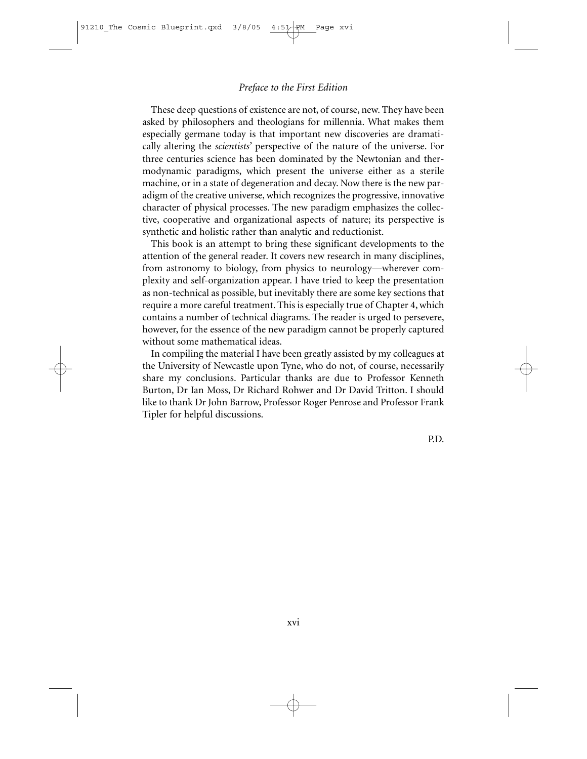These deep questions of existence are not, of course, new. They have been asked by philosophers and theologians for millennia. What makes them especially germane today is that important new discoveries are dramatically altering the *scientists'* perspective of the nature of the universe. For three centuries science has been dominated by the Newtonian and thermodynamic paradigms, which present the universe either as a sterile machine, or in a state of degeneration and decay. Now there is the new paradigm of the creative universe, which recognizes the progressive, innovative character of physical processes. The new paradigm emphasizes the collective, cooperative and organizational aspects of nature; its perspective is synthetic and holistic rather than analytic and reductionist.

This book is an attempt to bring these significant developments to the attention of the general reader. It covers new research in many disciplines, from astronomy to biology, from physics to neurology—wherever complexity and self-organization appear. I have tried to keep the presentation as non-technical as possible, but inevitably there are some key sections that require a more careful treatment. This is especially true of Chapter 4, which contains a number of technical diagrams. The reader is urged to persevere, however, for the essence of the new paradigm cannot be properly captured without some mathematical ideas.

In compiling the material I have been greatly assisted by my colleagues at the University of Newcastle upon Tyne, who do not, of course, necessarily share my conclusions. Particular thanks are due to Professor Kenneth Burton, Dr Ian Moss, Dr Richard Rohwer and Dr David Tritton. I should like to thank Dr John Barrow, Professor Roger Penrose and Professor Frank Tipler for helpful discussions.

P.D.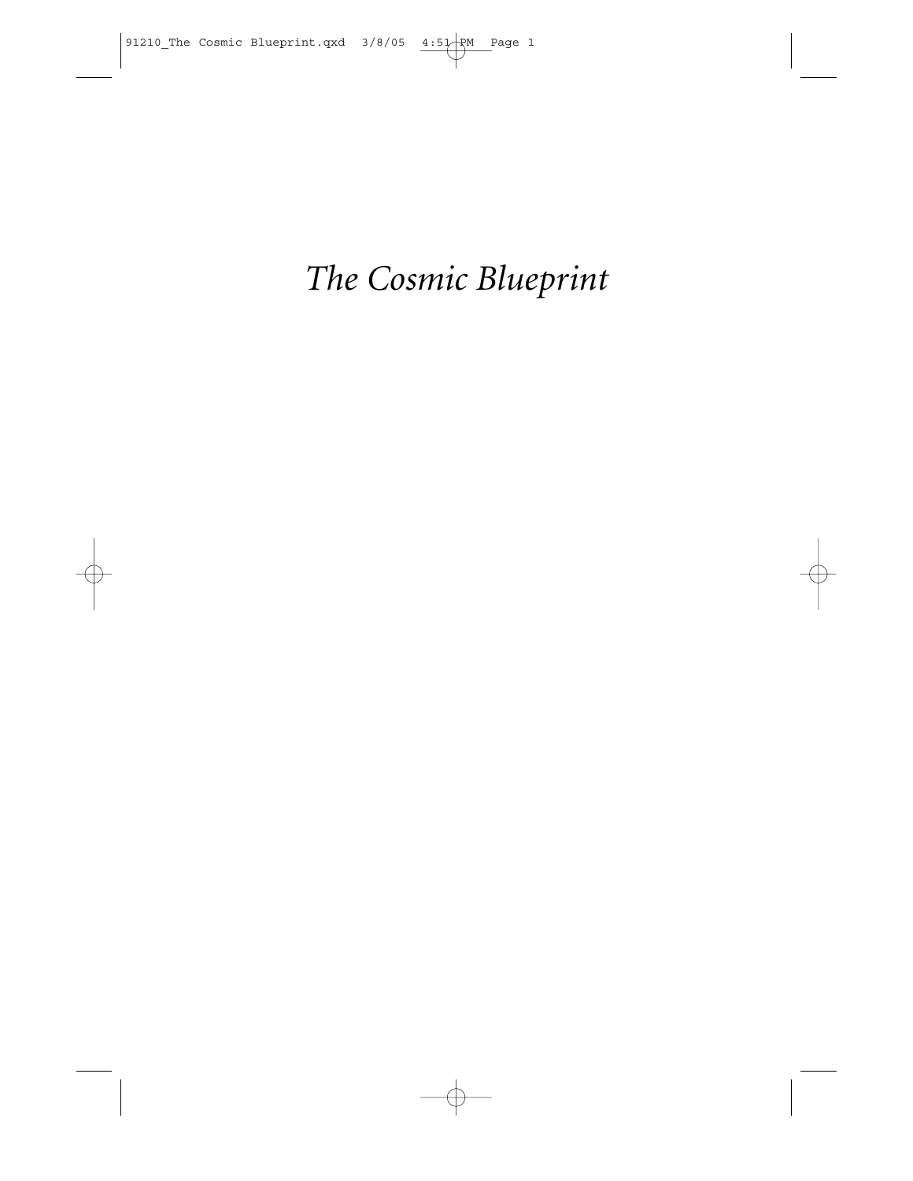*The Cosmic Blueprint*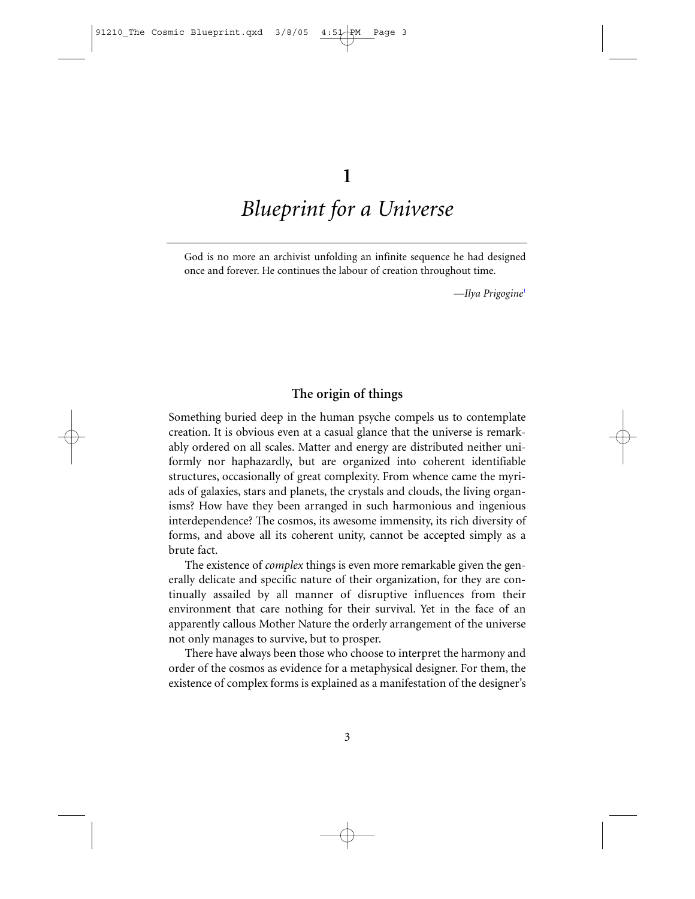# 1

# *Blueprint for a Universe*

God is no more an archivist unfolding an infinite sequence he had designed once and forever. He continues the labour of creation throughout time.

—*Ilya Prigogine*[1]

## The origin of things

Something buried deep in the human psyche compels us to contemplate creation. It is obvious even at a casual glance that the universe is remarkably ordered on all scales. Matter and energy are distributed neither uniformly nor haphazardly, but are organized into coherent identifiable structures, occasionally of great complexity. From whence came the myriads of galaxies, stars and planets, the crystals and clouds, the living organisms? How have they been arranged in such harmonious and ingenious interdependence? The cosmos, its awesome immensity, its rich diversity of forms, and above all its coherent unity, cannot be accepted simply as a brute fact.

The existence of *complex* things is even more remarkable given the generally delicate and specific nature of their organization, for they are continually assailed by all manner of disruptive influences from their environment that care nothing for their survival. Yet in the face of an apparently callous Mother Nature the orderly arrangement of the universe not only manages to survive, but to prosper.

There have always been those who choose to interpret the harmony and order of the cosmos as evidence for a metaphysical designer. For them, the existence of complex forms is explained as a manifestation of the designer's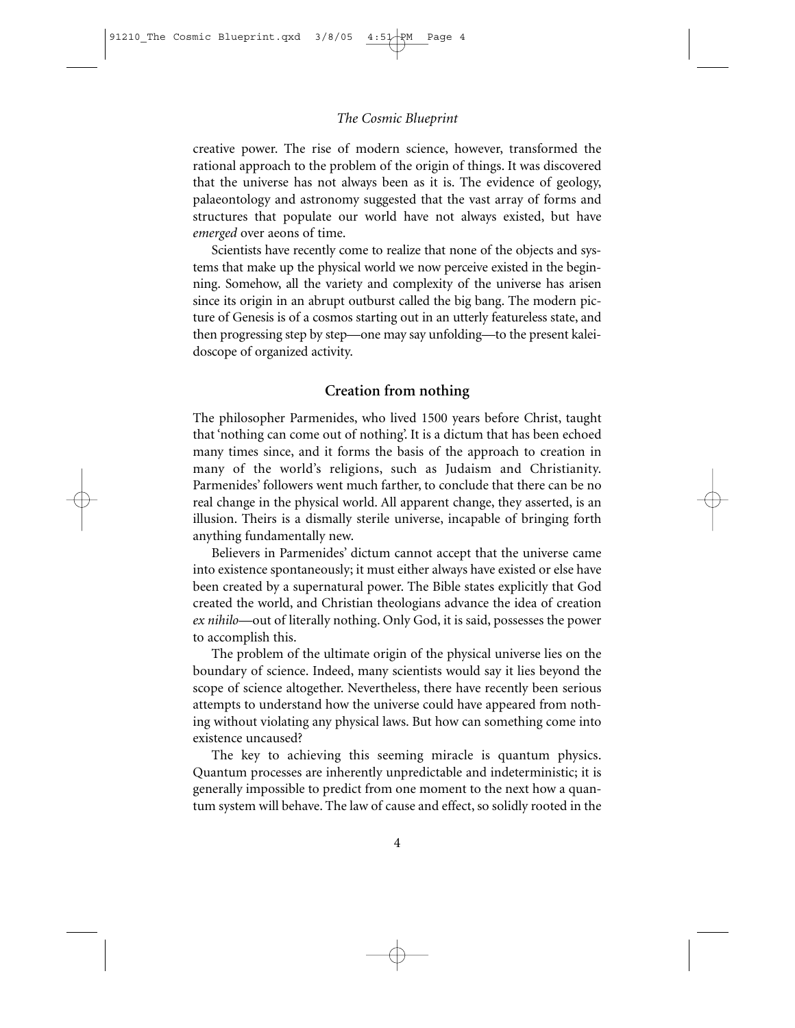creative power. The rise of modern science, however, transformed the rational approach to the problem of the origin of things. It was discovered that the universe has not always been as it is. The evidence of geology, palaeontology and astronomy suggested that the vast array of forms and structures that populate our world have not always existed, but have *emerged* over aeons of time.

Scientists have recently come to realize that none of the objects and systems that make up the physical world we now perceive existed in the beginning. Somehow, all the variety and complexity of the universe has arisen since its origin in an abrupt outburst called the big bang. The modern picture of Genesis is of a cosmos starting out in an utterly featureless state, and then progressing step by step—one may say unfolding—to the present kaleidoscope of organized activity.

## Creation from nothing

The philosopher Parmenides, who lived 1500 years before Christ, taught that 'nothing can come out of nothing'. It is a dictum that has been echoed many times since, and it forms the basis of the approach to creation in many of the world's religions, such as Judaism and Christianity. Parmenides' followers went much farther, to conclude that there can be no real change in the physical world. All apparent change, they asserted, is an illusion. Theirs is a dismally sterile universe, incapable of bringing forth anything fundamentally new.

Believers in Parmenides' dictum cannot accept that the universe came into existence spontaneously; it must either always have existed or else have been created by a supernatural power. The Bible states explicitly that God created the world, and Christian theologians advance the idea of creation *ex nihilo*—out of literally nothing. Only God, it is said, possesses the power to accomplish this.

The problem of the ultimate origin of the physical universe lies on the boundary of science. Indeed, many scientists would say it lies beyond the scope of science altogether. Nevertheless, there have recently been serious attempts to understand how the universe could have appeared from nothing without violating any physical laws. But how can something come into existence uncaused?

The key to achieving this seeming miracle is quantum physics. Quantum processes are inherently unpredictable and indeterministic; it is generally impossible to predict from one moment to the next how a quantum system will behave. The law of cause and effect, so solidly rooted in the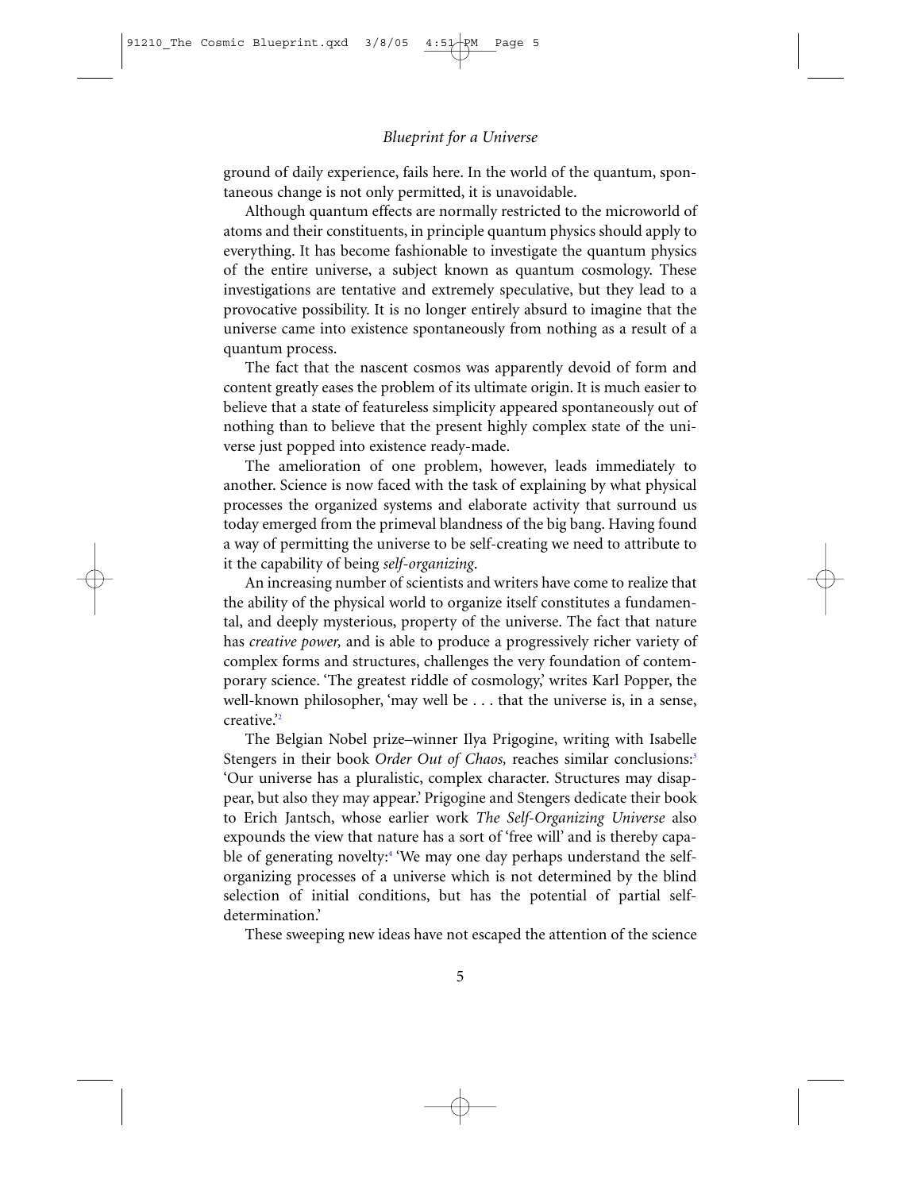ground of daily experience, fails here. In the world of the quantum, spontaneous change is not only permitted, it is unavoidable.

Although quantum effects are normally restricted to the microworld of atoms and their constituents, in principle quantum physics should apply to everything. It has become fashionable to investigate the quantum physics of the entire universe, a subject known as quantum cosmology. These investigations are tentative and extremely speculative, but they lead to a provocative possibility. It is no longer entirely absurd to imagine that the universe came into existence spontaneously from nothing as a result of a quantum process.

The fact that the nascent cosmos was apparently devoid of form and content greatly eases the problem of its ultimate origin. It is much easier to believe that a state of featureless simplicity appeared spontaneously out of nothing than to believe that the present highly complex state of the universe just popped into existence ready-made.

The amelioration of one problem, however, leads immediately to another. Science is now faced with the task of explaining by what physical processes the organized systems and elaborate activity that surround us today emerged from the primeval blandness of the big bang. Having found a way of permitting the universe to be self-creating we need to attribute to it the capability of being *self-organizing*.

An increasing number of scientists and writers have come to realize that the ability of the physical world to organize itself constitutes a fundamental, and deeply mysterious, property of the universe. The fact that nature has *creative power,* and is able to produce a progressively richer variety of complex forms and structures, challenges the very foundation of contemporary science. 'The greatest riddle of cosmology,' writes Karl Popper, the well-known philosopher, 'may well be . . . that the universe is, in a sense, creative.'[2]

The Belgian Nobel prize–winner Ilya Prigogine, writing with Isabelle Stengers in their book *Order Out of Chaos,* reaches similar conclusions:[3] 'Our universe has a pluralistic, complex character. Structures may disappear, but also they may appear.' Prigogine and Stengers dedicate their book to Erich Jantsch, whose earlier work *The Self-Organizing Universe* also expounds the view that nature has a sort of 'free will' and is thereby capable of generating novelty:[4] 'We may one day perhaps understand the self-organizing processes of a universe which is not determined by the blind selection of initial conditions, but has the potential of partial self-determination.'

These sweeping new ideas have not escaped the attention of the science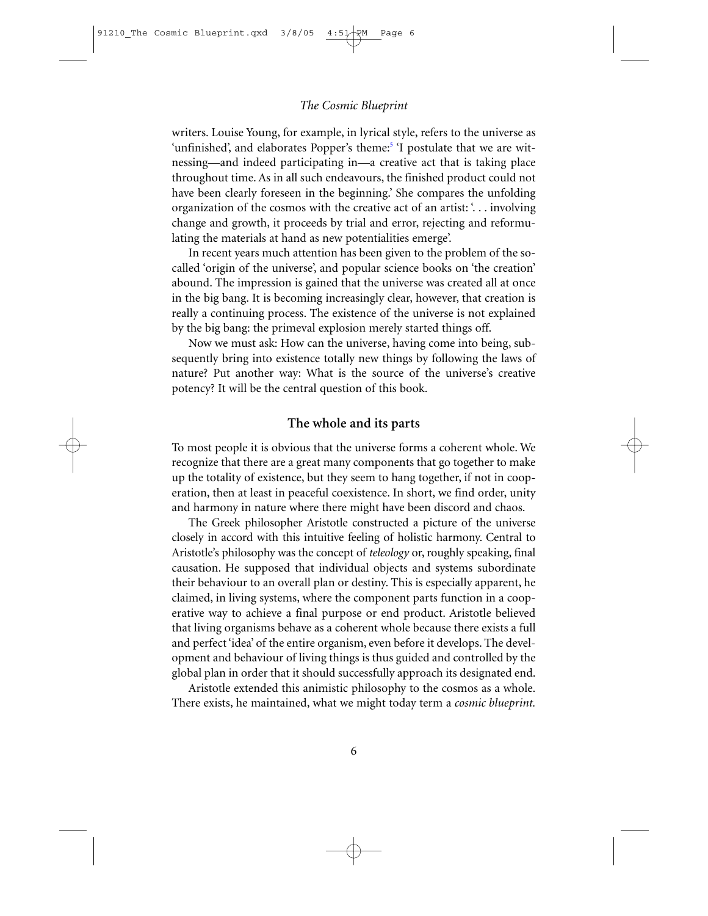writers. Louise Young, for example, in lyrical style, refers to the universe as 'unfinished', and elaborates Popper's theme:[5] 'I postulate that we are witnessing—and indeed participating in—a creative act that is taking place throughout time. As in all such endeavours, the finished product could not have been clearly foreseen in the beginning.' She compares the unfolding organization of the cosmos with the creative act of an artist: '. . . involving change and growth, it proceeds by trial and error, rejecting and reformulating the materials at hand as new potentialities emerge'.

In recent years much attention has been given to the problem of the so-called 'origin of the universe', and popular science books on 'the creation' abound. The impression is gained that the universe was created all at once in the big bang. It is becoming increasingly clear, however, that creation is really a continuing process. The existence of the universe is not explained by the big bang: the primeval explosion merely started things off.

Now we must ask: How can the universe, having come into being, subsequently bring into existence totally new things by following the laws of nature? Put another way: What is the source of the universe's creative potency? It will be the central question of this book.

## The whole and its parts

To most people it is obvious that the universe forms a coherent whole. We recognize that there are a great many components that go together to make up the totality of existence, but they seem to hang together, if not in cooperation, then at least in peaceful coexistence. In short, we find order, unity and harmony in nature where there might have been discord and chaos.

The Greek philosopher Aristotle constructed a picture of the universe closely in accord with this intuitive feeling of holistic harmony. Central to Aristotle's philosophy was the concept of *teleology* or, roughly speaking, final causation. He supposed that individual objects and systems subordinate their behaviour to an overall plan or destiny. This is especially apparent, he claimed, in living systems, where the component parts function in a cooperative way to achieve a final purpose or end product. Aristotle believed that living organisms behave as a coherent whole because there exists a full and perfect 'idea' of the entire organism, even before it develops. The development and behaviour of living things is thus guided and controlled by the global plan in order that it should successfully approach its designated end.

Aristotle extended this animistic philosophy to the cosmos as a whole. There exists, he maintained, what we might today term a *cosmic blueprint.*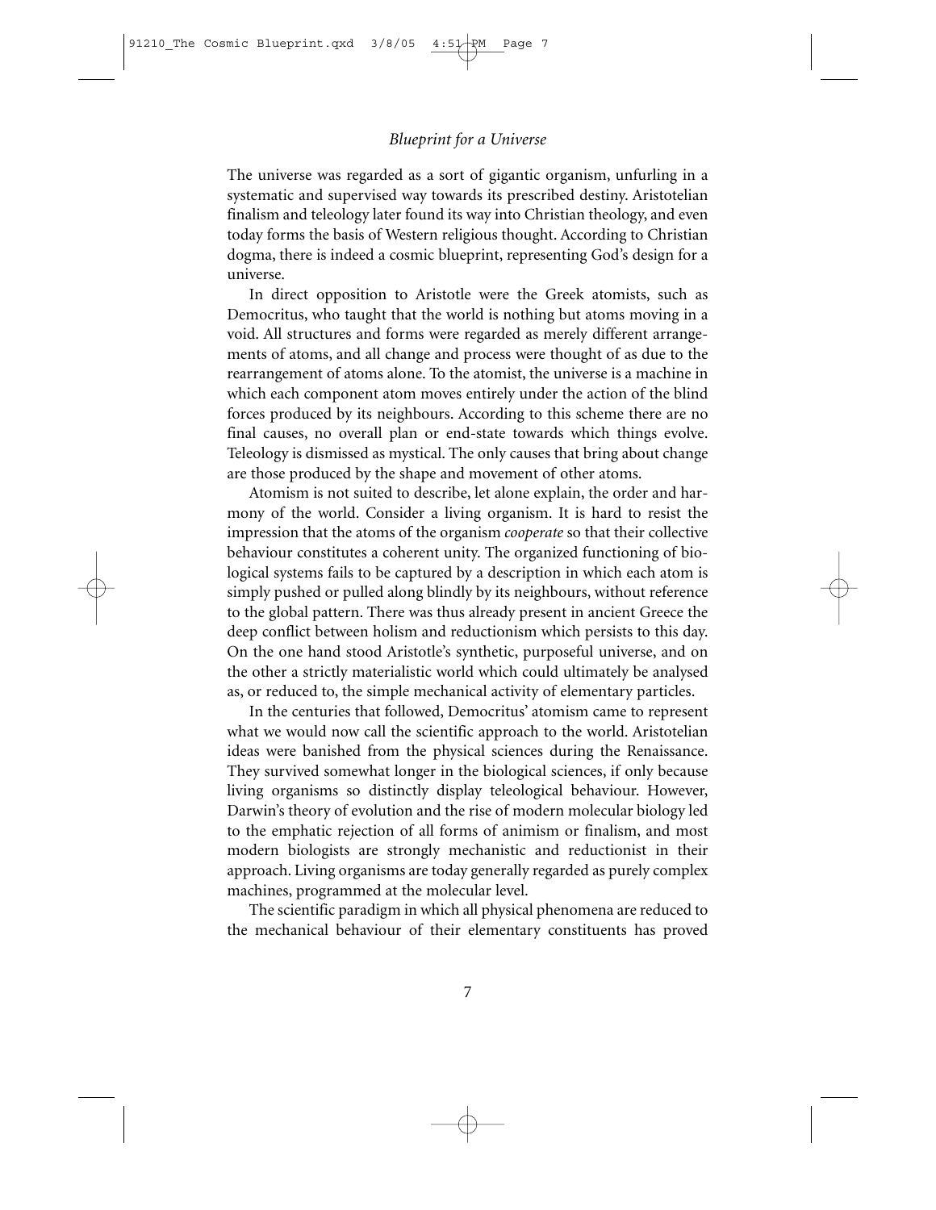The universe was regarded as a sort of gigantic organism, unfurling in a systematic and supervised way towards its prescribed destiny. Aristotelian finalism and teleology later found its way into Christian theology, and even today forms the basis of Western religious thought. According to Christian dogma, there is indeed a cosmic blueprint, representing God's design for a universe.

In direct opposition to Aristotle were the Greek atomists, such as Democritus, who taught that the world is nothing but atoms moving in a void. All structures and forms were regarded as merely different arrangements of atoms, and all change and process were thought of as due to the rearrangement of atoms alone. To the atomist, the universe is a machine in which each component atom moves entirely under the action of the blind forces produced by its neighbours. According to this scheme there are no final causes, no overall plan or end-state towards which things evolve. Teleology is dismissed as mystical. The only causes that bring about change are those produced by the shape and movement of other atoms.

Atomism is not suited to describe, let alone explain, the order and harmony of the world. Consider a living organism. It is hard to resist the impression that the atoms of the organism *cooperate* so that their collective behaviour constitutes a coherent unity. The organized functioning of biological systems fails to be captured by a description in which each atom is simply pushed or pulled along blindly by its neighbours, without reference to the global pattern. There was thus already present in ancient Greece the deep conflict between holism and reductionism which persists to this day. On the one hand stood Aristotle's synthetic, purposeful universe, and on the other a strictly materialistic world which could ultimately be analysed as, or reduced to, the simple mechanical activity of elementary particles.

In the centuries that followed, Democritus' atomism came to represent what we would now call the scientific approach to the world. Aristotelian ideas were banished from the physical sciences during the Renaissance. They survived somewhat longer in the biological sciences, if only because living organisms so distinctly display teleological behaviour. However, Darwin's theory of evolution and the rise of modern molecular biology led to the emphatic rejection of all forms of animism or finalism, and most modern biologists are strongly mechanistic and reductionist in their approach. Living organisms are today generally regarded as purely complex machines, programmed at the molecular level.

The scientific paradigm in which all physical phenomena are reduced to the mechanical behaviour of their elementary constituents has proved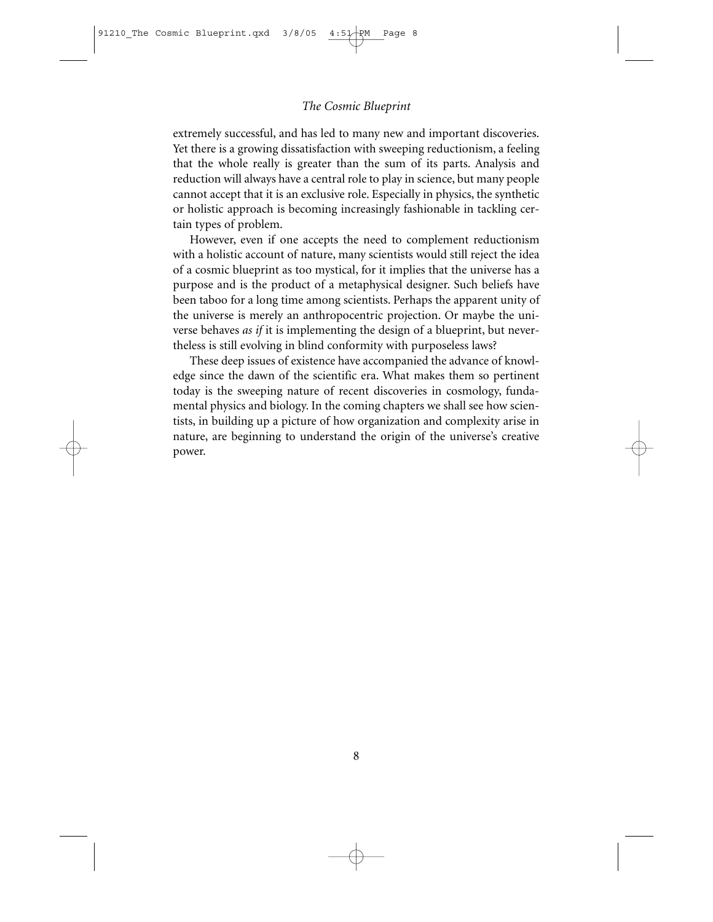extremely successful, and has led to many new and important discoveries. Yet there is a growing dissatisfaction with sweeping reductionism, a feeling that the whole really is greater than the sum of its parts. Analysis and reduction will always have a central role to play in science, but many people cannot accept that it is an exclusive role. Especially in physics, the synthetic or holistic approach is becoming increasingly fashionable in tackling certain types of problem.

However, even if one accepts the need to complement reductionism with a holistic account of nature, many scientists would still reject the idea of a cosmic blueprint as too mystical, for it implies that the universe has a purpose and is the product of a metaphysical designer. Such beliefs have been taboo for a long time among scientists. Perhaps the apparent unity of the universe is merely an anthropocentric projection. Or maybe the universe behaves *as if* it is implementing the design of a blueprint, but nevertheless is still evolving in blind conformity with purposeless laws?

These deep issues of existence have accompanied the advance of knowledge since the dawn of the scientific era. What makes them so pertinent today is the sweeping nature of recent discoveries in cosmology, fundamental physics and biology. In the coming chapters we shall see how scientists, in building up a picture of how organization and complexity arise in nature, are beginning to understand the origin of the universe's creative power.